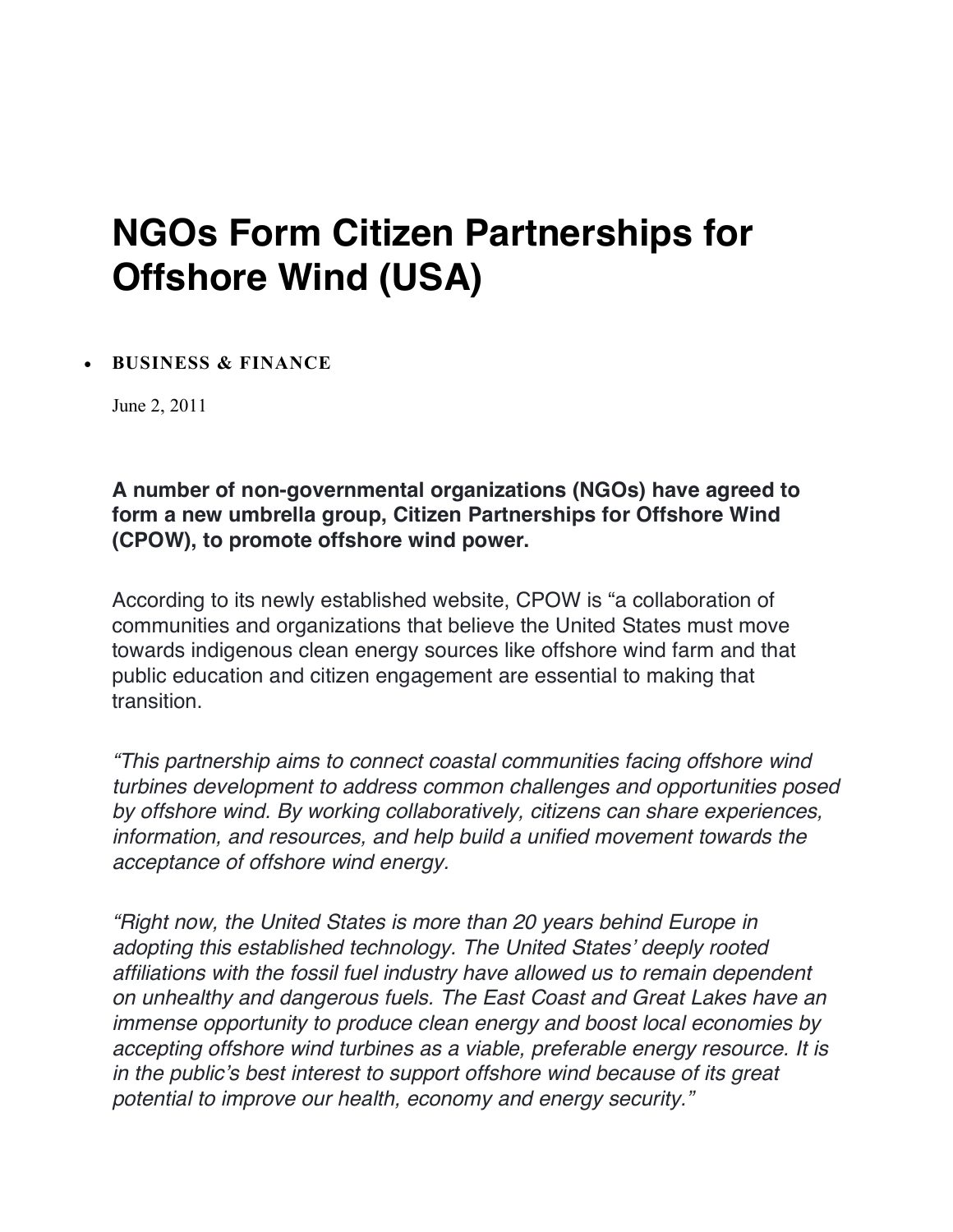# NGOs Form Citizen Partnerships for Offshore Wind (USA)

- **BUSINESS & FINANCE**

June 2, 2011

**A number of non-governmental organizations (NGOs) have agreed to form a new umbrella group, Citizen Partnerships for Offshore Wind (CPOW), to promote offshore wind power.**

According to its newly established website, CPOW is "a collaboration of communities and organizations that believe the United States must move towards indigenous clean energy sources like offshore wind farm and that public education and citizen engagement are essential to making that transition.

*"This partnership aims to connect coastal communities facing offshore wind turbines development to address common challenges and opportunities posed by offshore wind. By working collaboratively, citizens can share experiences, information, and resources, and help build a unified movement towards the acceptance of offshore wind energy.*

*"Right now, the United States is more than 20 years behind Europe in adopting this established technology. The United States' deeply rooted affiliations with the fossil fuel industry have allowed us to remain dependent on unhealthy and dangerous fuels. The East Coast and Great Lakes have an immense opportunity to produce clean energy and boost local economies by accepting offshore wind turbines as a viable, preferable energy resource. It is in the public's best interest to support offshore wind because of its great potential to improve our health, economy and energy security."*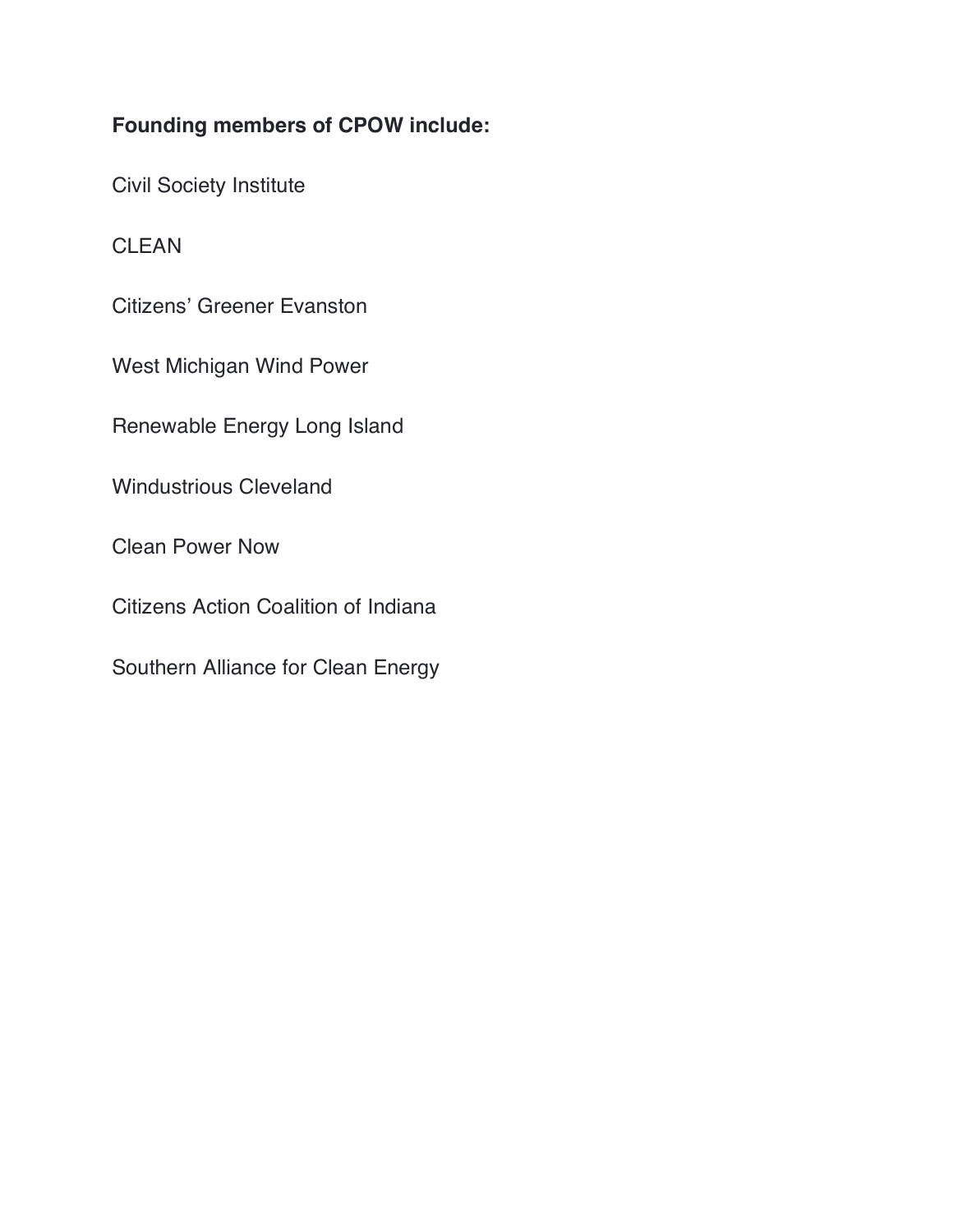**Founding members of CPOW include:**

Civil Society Institute

CLEAN

Citizens' Greener Evanston

West Michigan Wind Power

Renewable Energy Long Island

Windustrious Cleveland

Clean Power Now

Citizens Action Coalition of Indiana

Southern Alliance for Clean Energy